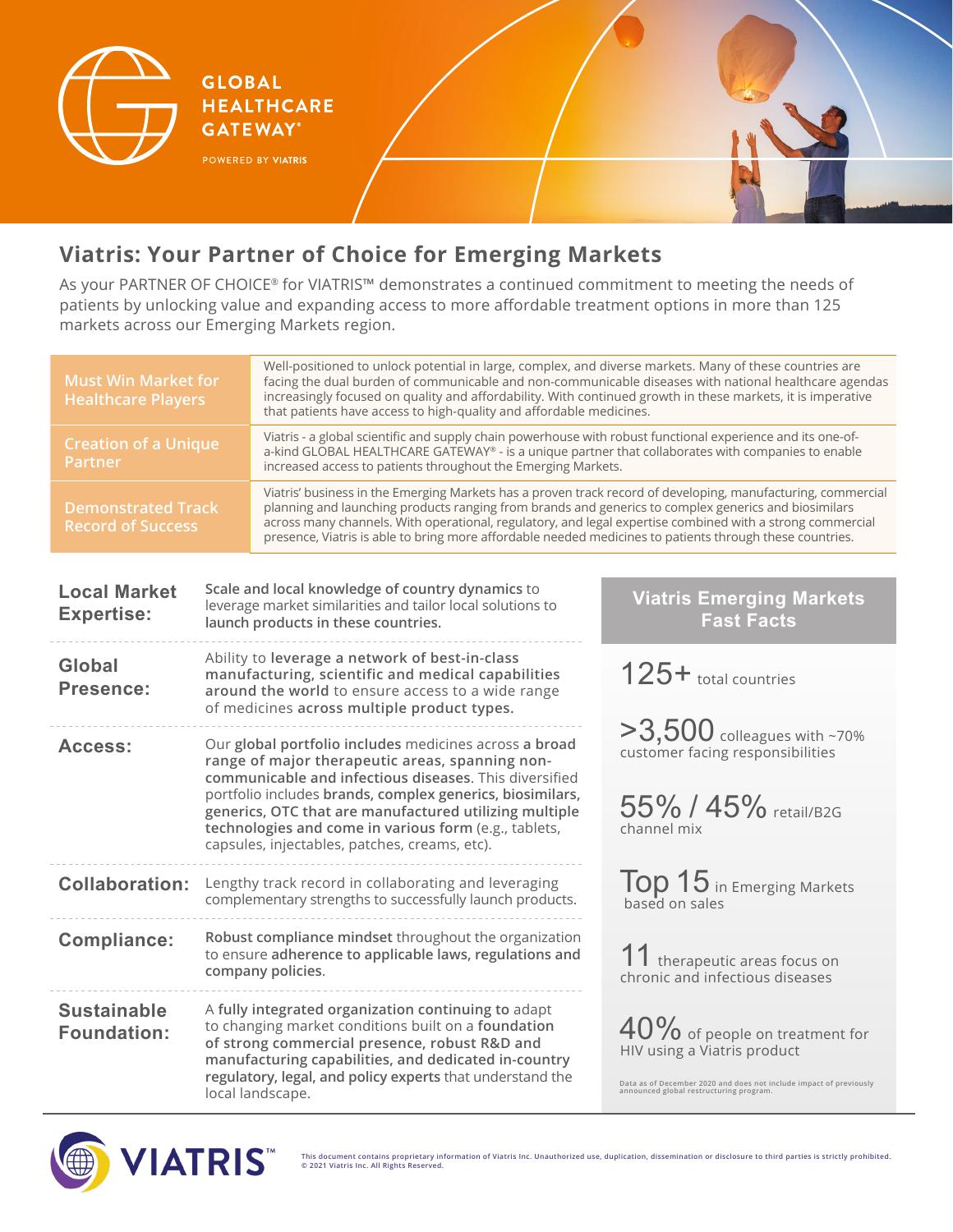GLOBAL HEALTHCARE GATEWAY®

POWERED BY VIATRIS

# Viatris: Your Partner of Choice for Emerging Markets

As your PARTNER OF CHOICE® for VIATRIS™ demonstrates a continued commitment to meeting the needs of patients by unlocking value and expanding access to more affordable treatment options in more than 125 markets across our Emerging Markets region.

| | |
|---|---|
| **Must Win Market for Healthcare Players** | Well-positioned to unlock potential in large, complex, and diverse markets. Many of these countries are facing the dual burden of communicable and non-communicable diseases with national healthcare agendas increasingly focused on quality and affordability. With continued growth in these markets, it is imperative that patients have access to high-quality and affordable medicines. |
| **Creation of a Unique Partner** | Viatris - a global scientific and supply chain powerhouse with robust functional experience and its one-of-a-kind GLOBAL HEALTHCARE GATEWAY® - is a unique partner that collaborates with companies to enable increased access to patients throughout the Emerging Markets. |
| **Demonstrated Track Record of Success** | Viatris' business in the Emerging Markets has a proven track record of developing, manufacturing, commercial planning and launching products ranging from brands and generics to complex generics and biosimilars across many channels. With operational, regulatory, and legal expertise combined with a strong commercial presence, Viatris is able to bring more affordable needed medicines to patients through these countries. |

**Local Market Expertise:** **Scale and local knowledge of country dynamics** to leverage market similarities and tailor local solutions to **launch products in these countries.**

**Global Presence:** Ability to **leverage a network of best-in-class manufacturing, scientific and medical capabilities around the world** to ensure access to a wide range of medicines **across multiple product types.**

**Access:** Our **global portfolio includes** medicines across **a broad range of major therapeutic areas, spanning non-communicable and infectious diseases**. This diversified portfolio includes **brands, complex generics, biosimilars, generics, OTC that are manufactured utilizing multiple technologies and come in various form** (e.g., tablets, capsules, injectables, patches, creams, etc).

**Collaboration:** Lengthy track record in collaborating and leveraging complementary strengths to successfully launch products.

**Compliance:** **Robust compliance mindset** throughout the organization to ensure **adherence to applicable laws, regulations and company policies**.

**Sustainable Foundation:** A **fully integrated organization continuing to** adapt to changing market conditions built on a **foundation of strong commercial presence, robust R&D and manufacturing capabilities, and dedicated in-country regulatory, legal, and policy experts** that understand the local landscape.

## Viatris Emerging Markets Fast Facts

**125+** total countries

**>3,500** colleagues with ~70% customer facing responsibilities

**55% / 45%** retail/B2G channel mix

**Top 15** in Emerging Markets based on sales

**11** therapeutic areas focus on chronic and infectious diseases

**40%** of people on treatment for HIV using a Viatris product

Data as of December 2020 and does not include impact of previously announced global restructuring program.

VIATRIS™

This document contains proprietary information of Viatris Inc. Unauthorized use, duplication, dissemination or disclosure to third parties is strictly prohibited. © 2021 Viatris Inc. All Rights Reserved.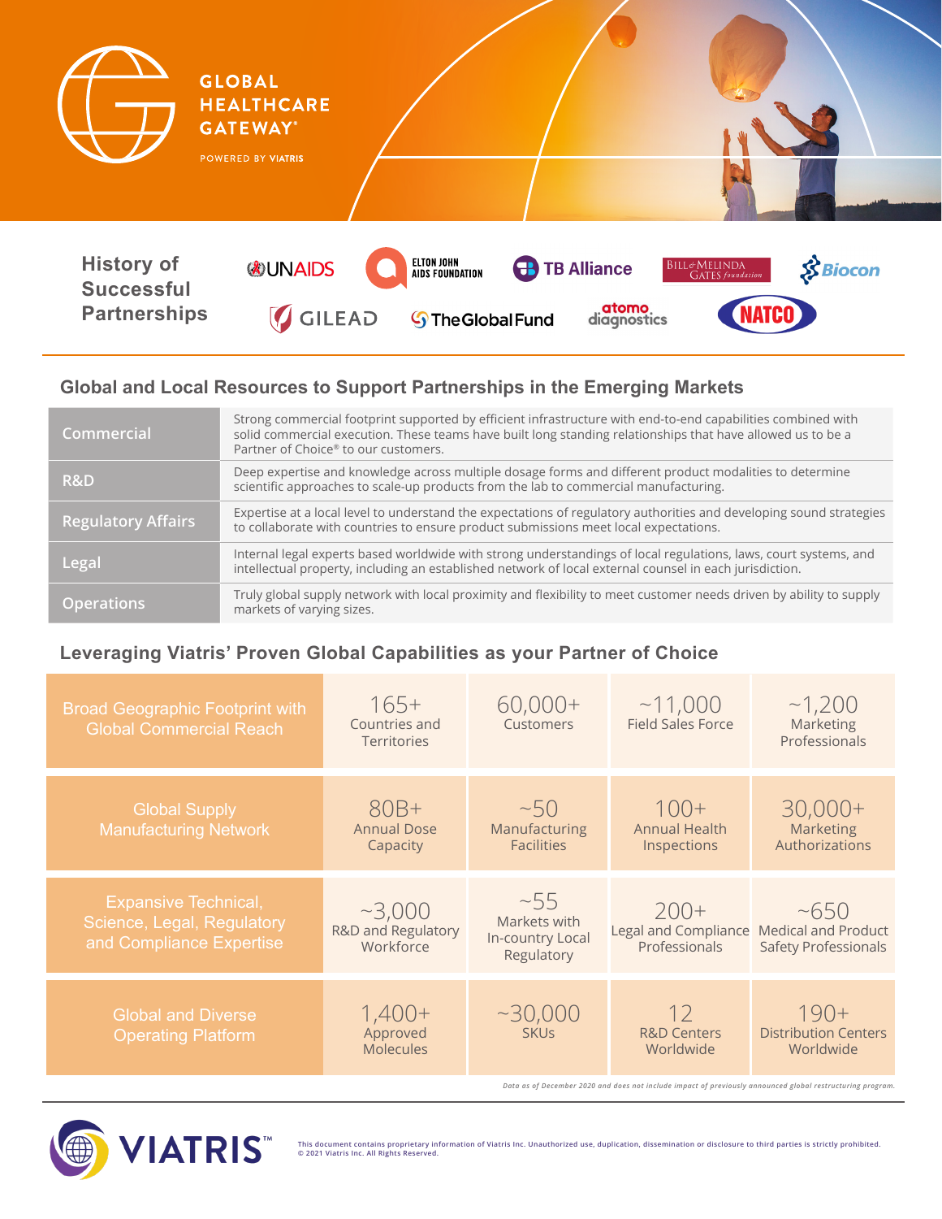GLOBAL HEALTHCARE GATEWAY®

POWERED BY VIATRIS

## History of Successful Partnerships

UNAIDS · Elton John AIDS Foundation · TB Alliance · Bill & Melinda Gates foundation · Biocon · Gilead · The Global Fund · atomo diagnostics · NATCO

## Global and Local Resources to Support Partnerships in the Emerging Markets

| | |
|---|---|
| Commercial | Strong commercial footprint supported by efficient infrastructure with end-to-end capabilities combined with solid commercial execution. These teams have built long standing relationships that have allowed us to be a Partner of Choice® to our customers. |
| R&D | Deep expertise and knowledge across multiple dosage forms and different product modalities to determine scientific approaches to scale-up products from the lab to commercial manufacturing. |
| Regulatory Affairs | Expertise at a local level to understand the expectations of regulatory authorities and developing sound strategies to collaborate with countries to ensure product submissions meet local expectations. |
| Legal | Internal legal experts based worldwide with strong understandings of local regulations, laws, court systems, and intellectual property, including an established network of local external counsel in each jurisdiction. |
| Operations | Truly global supply network with local proximity and flexibility to meet customer needs driven by ability to supply markets of varying sizes. |

## Leveraging Viatris' Proven Global Capabilities as your Partner of Choice

| | | | | |
|---|---|---|---|---|
| Broad Geographic Footprint with Global Commercial Reach | 165+ Countries and Territories | 60,000+ Customers | ~11,000 Field Sales Force | ~1,200 Marketing Professionals |
| Global Supply Manufacturing Network | 80B+ Annual Dose Capacity | ~50 Manufacturing Facilities | 100+ Annual Health Inspections | 30,000+ Marketing Authorizations |
| Expansive Technical, Science, Legal, Regulatory and Compliance Expertise | ~3,000 R&D and Regulatory Workforce | ~55 Markets with In-country Local Regulatory | 200+ Legal and Compliance Professionals | ~650 Medical and Product Safety Professionals |
| Global and Diverse Operating Platform | 1,400+ Approved Molecules | ~30,000 SKUs | 12 R&D Centers Worldwide | 190+ Distribution Centers Worldwide |

*Data as of December 2020 and does not include impact of previously announced global restructuring program.*

VIATRIS™

This document contains proprietary information of Viatris Inc. Unauthorized use, duplication, dissemination or disclosure to third parties is strictly prohibited.
© 2021 Viatris Inc. All Rights Reserved.